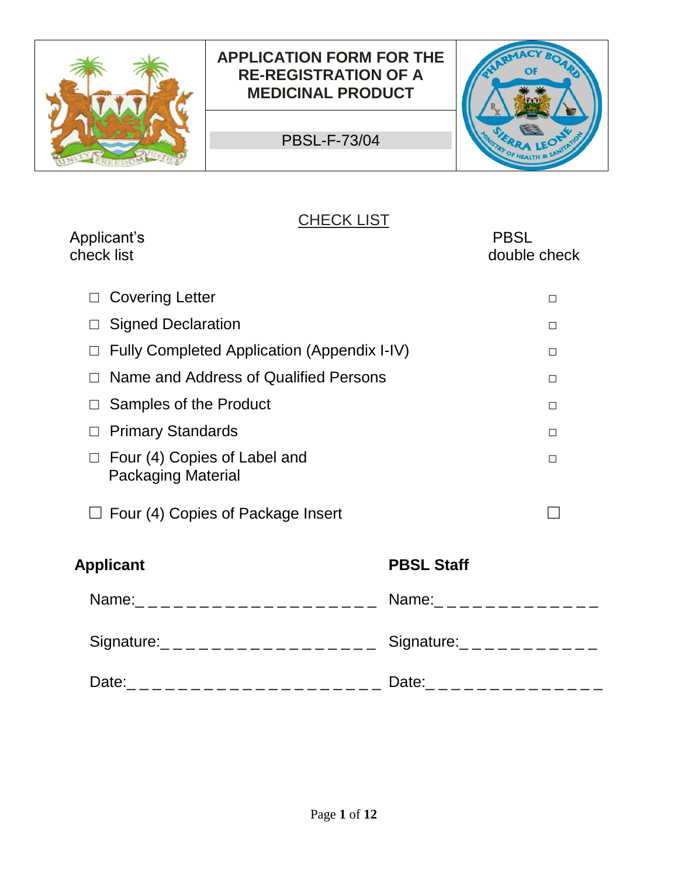| | APPLICATION FORM FOR THE RE-REGISTRATION OF A MEDICINAL PRODUCT | |
|---|---|---|
| | PBSL-F-73/04 | |

## CHECK LIST

| Applicant's check list | | PBSL double check |
|---|---|---|
| ☐ | Covering Letter | ☐ |
| ☐ | Signed Declaration | ☐ |
| ☐ | Fully Completed Application (Appendix I-IV) | ☐ |
| ☐ | Name and Address of Qualified Persons | ☐ |
| ☐ | Samples of the Product | ☐ |
| ☐ | Primary Standards | ☐ |
| ☐ | Four (4) Copies of Label and Packaging Material | ☐ |
| ☐ | Four (4) Copies of Package Insert | ☐ |

| **Applicant** | **PBSL Staff** |
|---|---|
| Name:_ _ _ _ _ _ _ _ _ _ _ _ _ _ _ _ _ _ _ _ | Name:_ _ _ _ _ _ _ _ _ _ _ _ _ _ |
| Signature:_ _ _ _ _ _ _ _ _ _ _ _ _ _ _ _ _ _ | Signature:_ _ _ _ _ _ _ _ _ _ _ _ |
| Date:_ _ _ _ _ _ _ _ _ _ _ _ _ _ _ _ _ _ _ _ _ | Date:_ _ _ _ _ _ _ _ _ _ _ _ _ _ _ |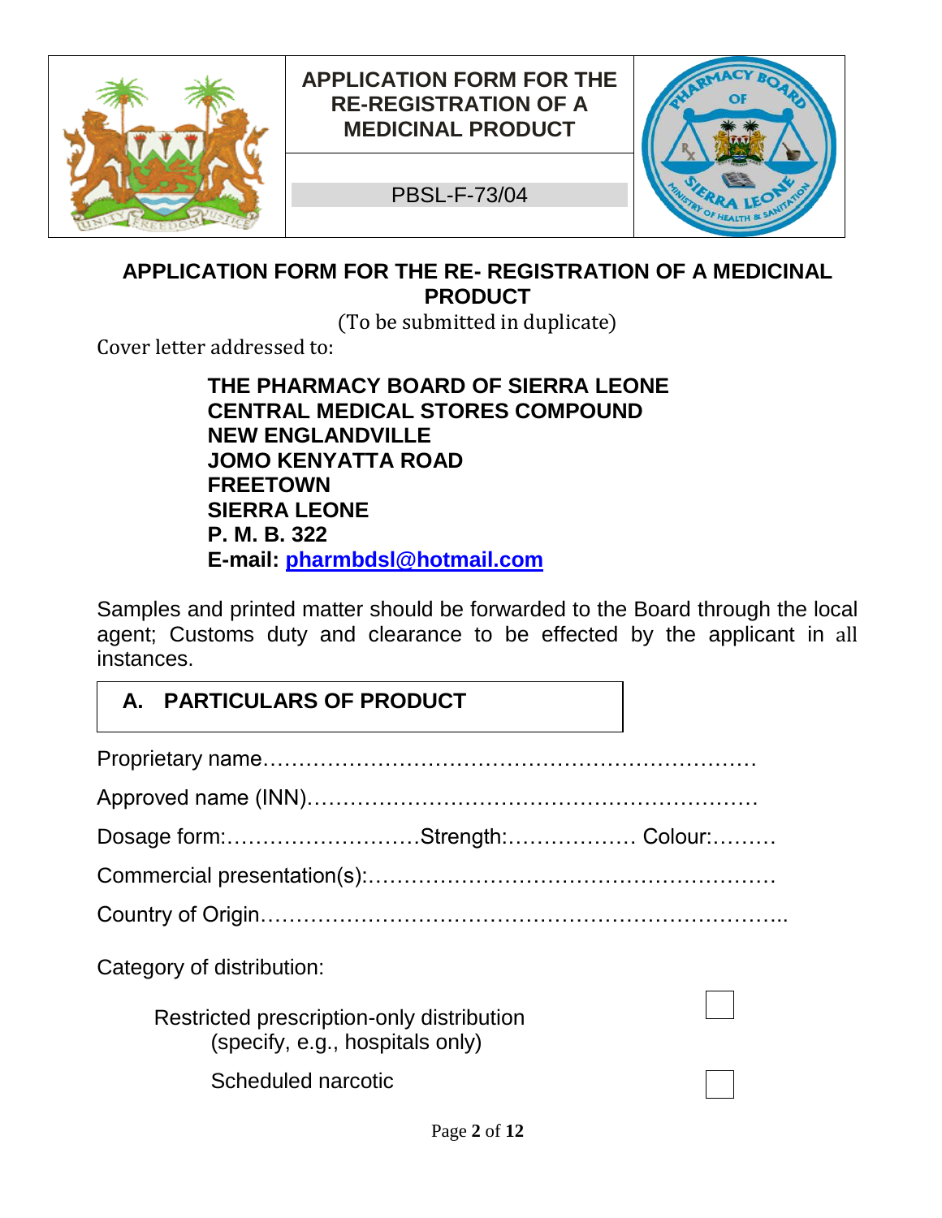| | APPLICATION FORM FOR THE RE-REGISTRATION OF A MEDICINAL PRODUCT | |
|---|---|---|
| | PBSL-F-73/04 | |

## APPLICATION FORM FOR THE RE- REGISTRATION OF A MEDICINAL PRODUCT

(To be submitted in duplicate)

Cover letter addressed to:

**THE PHARMACY BOARD OF SIERRA LEONE**
**CENTRAL MEDICAL STORES COMPOUND**
**NEW ENGLANDVILLE**
**JOMO KENYATTA ROAD**
**FREETOWN**
**SIERRA LEONE**
**P. M. B. 322**
**E-mail: pharmbdsl@hotmail.com**

Samples and printed matter should be forwarded to the Board through the local agent; Customs duty and clearance to be effected by the applicant in all instances.

### A. PARTICULARS OF PRODUCT

Proprietary name……………………………………………………………

Approved name (INN)……………………………………………………

Dosage form:………………………Strength:……………… Colour:………

Commercial presentation(s):………………………………………………

Country of Origin……………………………………………………………..

Category of distribution:

Restricted prescription-only distribution (specify, e.g., hospitals only) ☐

Scheduled narcotic ☐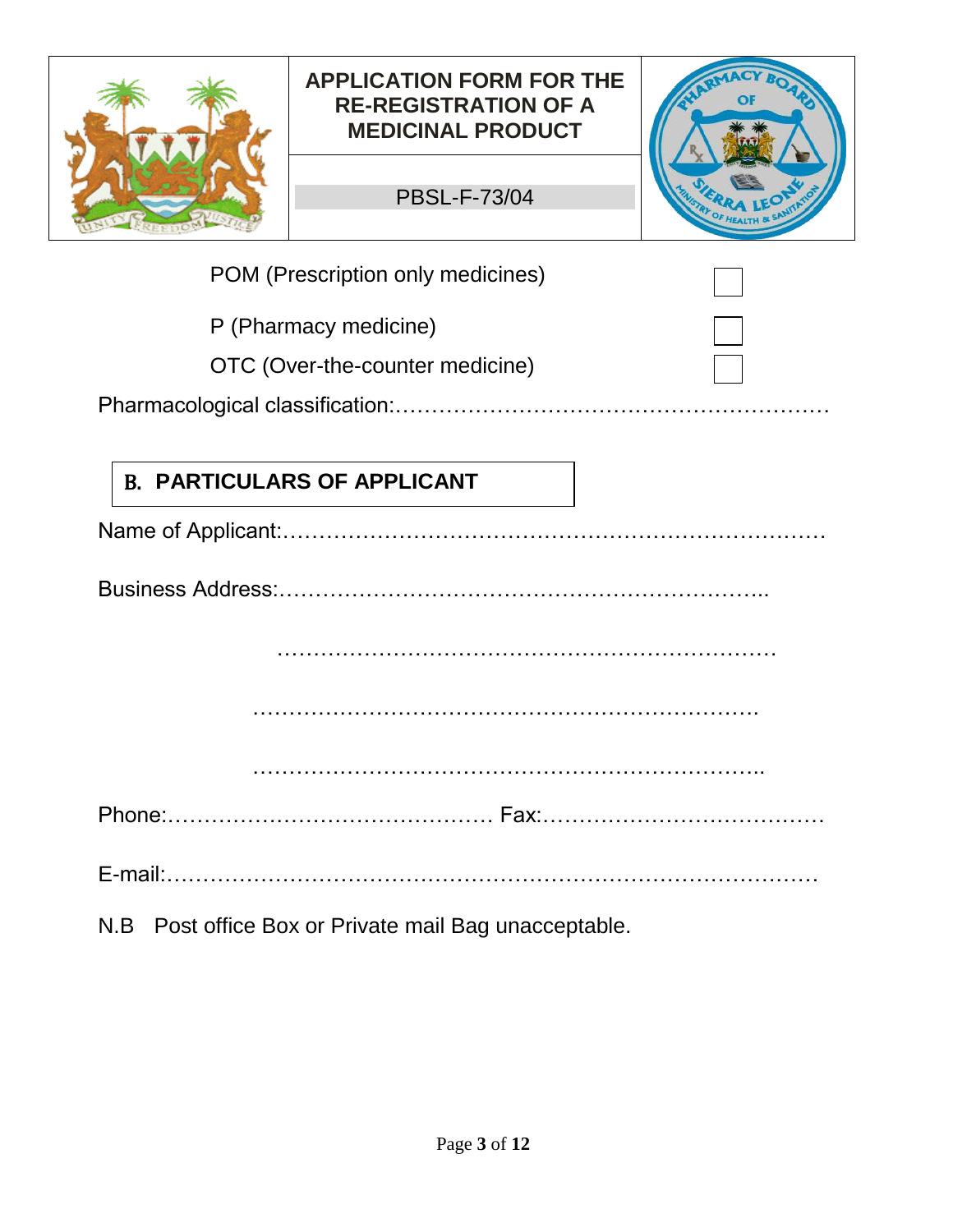| | APPLICATION FORM FOR THE RE-REGISTRATION OF A MEDICINAL PRODUCT | |
|---|---|---|
| | PBSL-F-73/04 | |

POM (Prescription only medicines) ☐

P (Pharmacy medicine) ☐

OTC (Over-the-counter medicine) ☐

Pharmacological classification:…………………………………………………

## B. PARTICULARS OF APPLICANT

Name of Applicant:……………………………………………………………

Business Address:…………………………………………………………..

……………………………………………………………

……………………………………………………………

……………………………………………………………..

Phone:……………………………………… Fax:…………………………………

E-mail:………………………………………………………………………

N.B Post office Box or Private mail Bag unacceptable.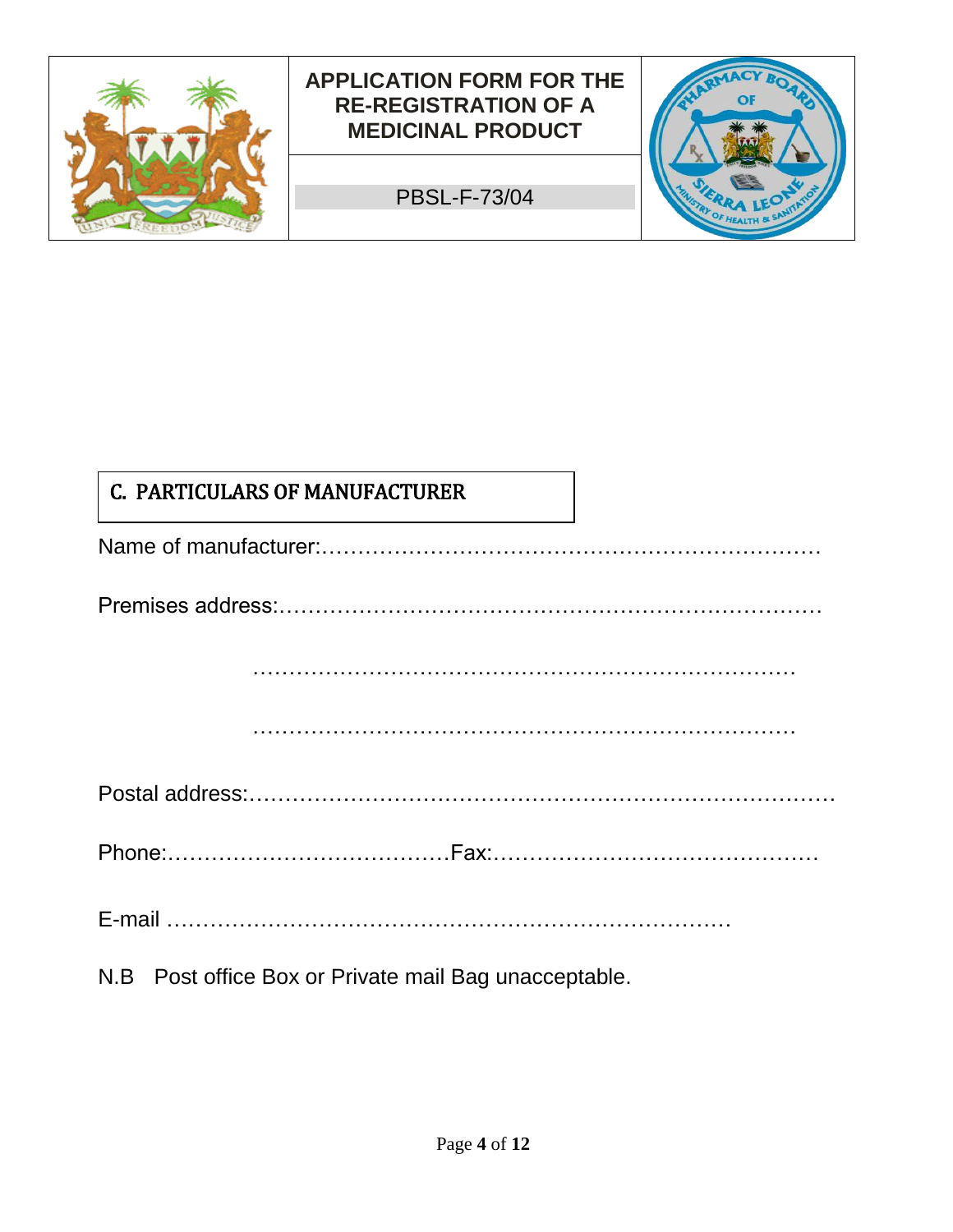| | APPLICATION FORM FOR THE RE-REGISTRATION OF A MEDICINAL PRODUCT | |
|---|---|---|
| | PBSL-F-73/04 | |

## C. PARTICULARS OF MANUFACTURER

Name of manufacturer:……………………………………………………………

Premises address:…………………………………………………………………

…………………………………………………………………

…………………………………………………………………

Postal address:……………………………………………………………………

Phone:…………………………………Fax:………………………………………

E-mail ………………………………………………………………

N.B Post office Box or Private mail Bag unacceptable.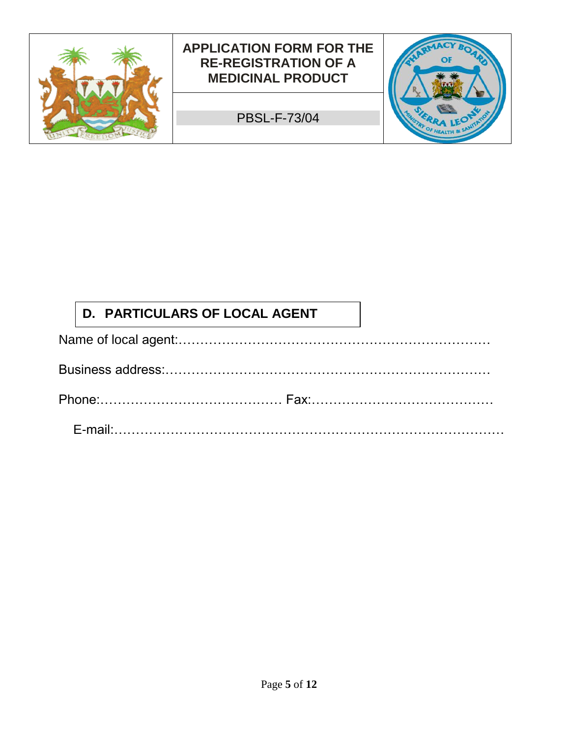## D. PARTICULARS OF LOCAL AGENT

Name of local agent:…………………………………………………………………

Business address:……………………………………………………………………

Phone:…………………………………… Fax:……………………………………

E-mail:…………………………………………………………………………………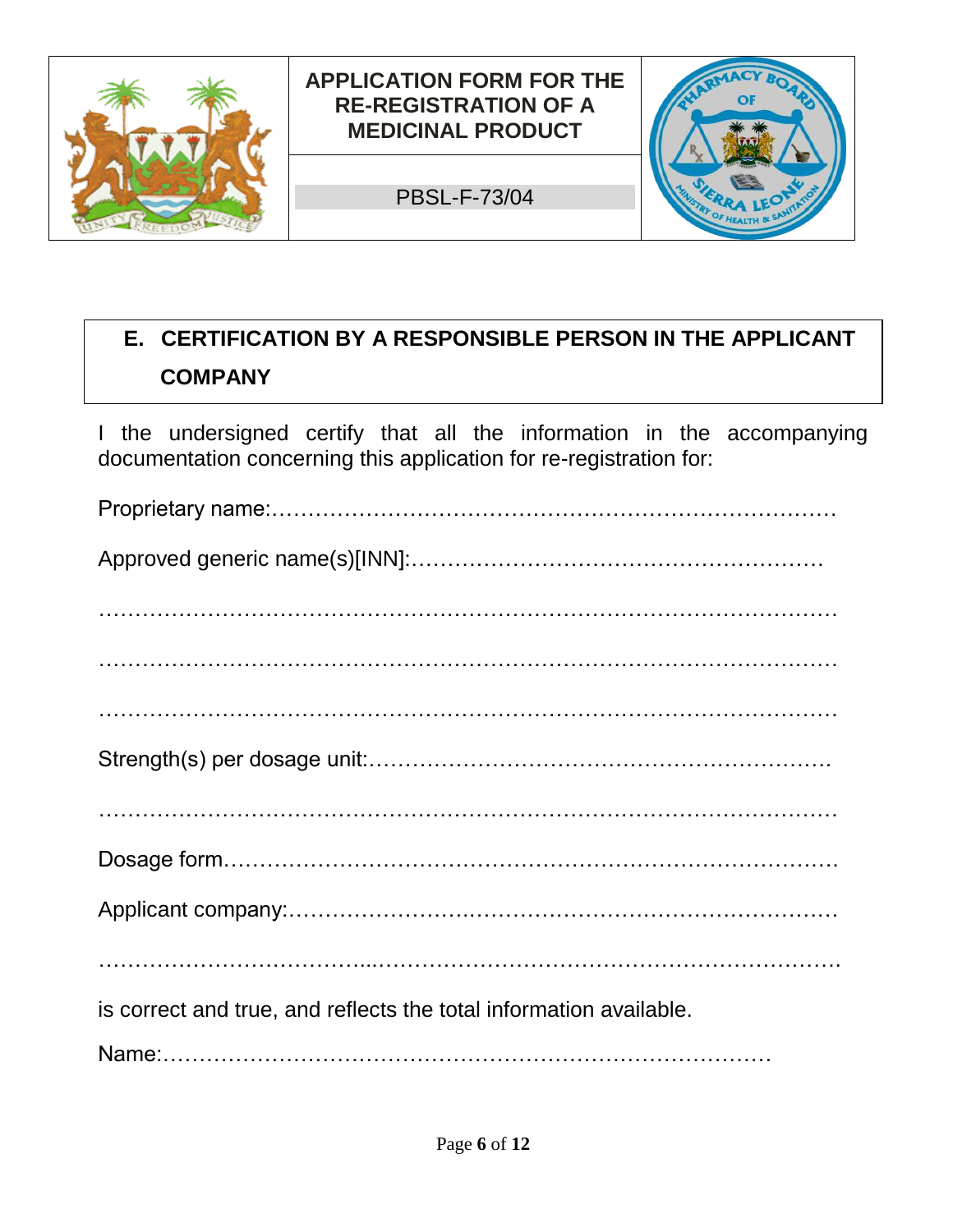| | APPLICATION FORM FOR THE RE-REGISTRATION OF A MEDICINAL PRODUCT | |
|---|---|---|
| | PBSL-F-73/04 | |

## E. CERTIFICATION BY A RESPONSIBLE PERSON IN THE APPLICANT COMPANY

I the undersigned certify that all the information in the accompanying documentation concerning this application for re-registration for:

Proprietary name:…………………………………………………………………

Approved generic name(s)[INN]:…………………………………………………

…………………………………………………………………………………………

…………………………………………………………………………………………

…………………………………………………………………………………………

Strength(s) per dosage unit:………………………………………………………

…………………………………………………………………………………………

Dosage form……………………………………………………………………….

Applicant company:………………………..……………………………………….

…………………………………..……………………………………………………….

is correct and true, and reflects the total information available.

Name:…………………………………………………………………………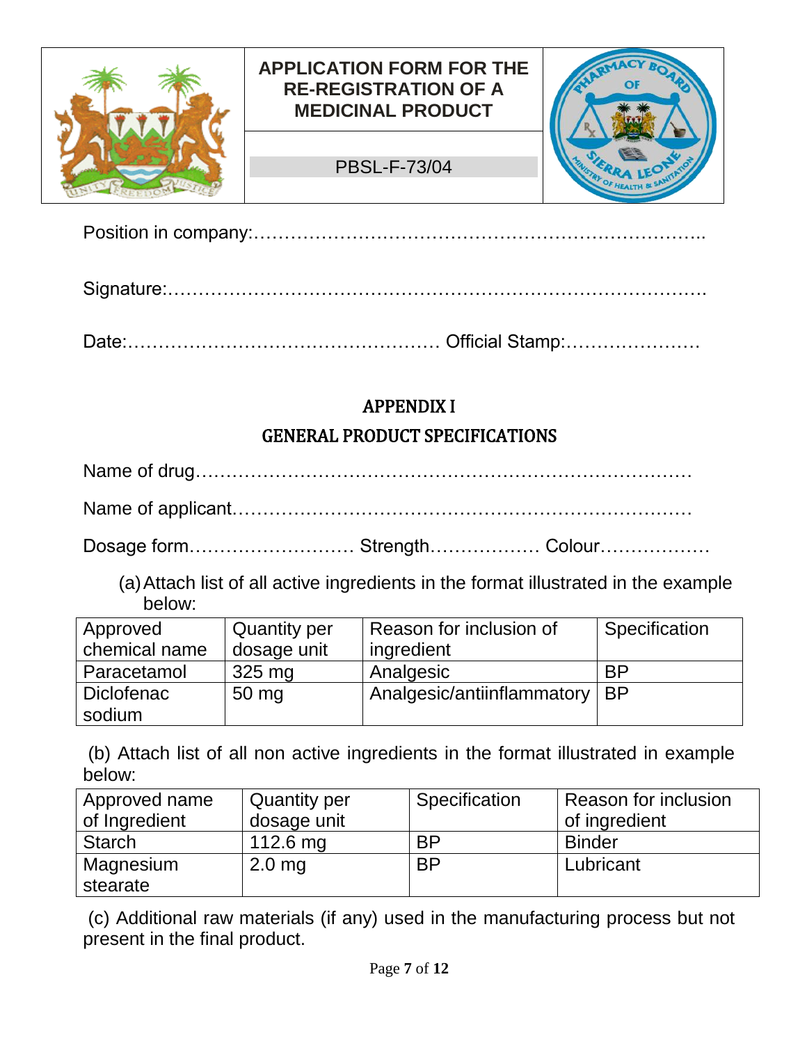Position in company:………………………………………………………………..

Signature:……………………………………………………………………………

Date:…………………………………………… Official Stamp:………………….

## APPENDIX I

## GENERAL PRODUCT SPECIFICATIONS

Name of drug…………………………………………………………………………

Name of applicant……………………………………………………………………

Dosage form……………………… Strength……………… Colour………………

(a) Attach list of all active ingredients in the format illustrated in the example below:

| Approved chemical name | Quantity per dosage unit | Reason for inclusion of ingredient | Specification |
|---|---|---|---|
| Paracetamol | 325 mg | Analgesic | BP |
| Diclofenac sodium | 50 mg | Analgesic/antiinflammatory | BP |

(b) Attach list of all non active ingredients in the format illustrated in example below:

| Approved name of Ingredient | Quantity per dosage unit | Specification | Reason for inclusion of ingredient |
|---|---|---|---|
| Starch | 112.6 mg | BP | Binder |
| Magnesium stearate | 2.0 mg | BP | Lubricant |

(c) Additional raw materials (if any) used in the manufacturing process but not present in the final product.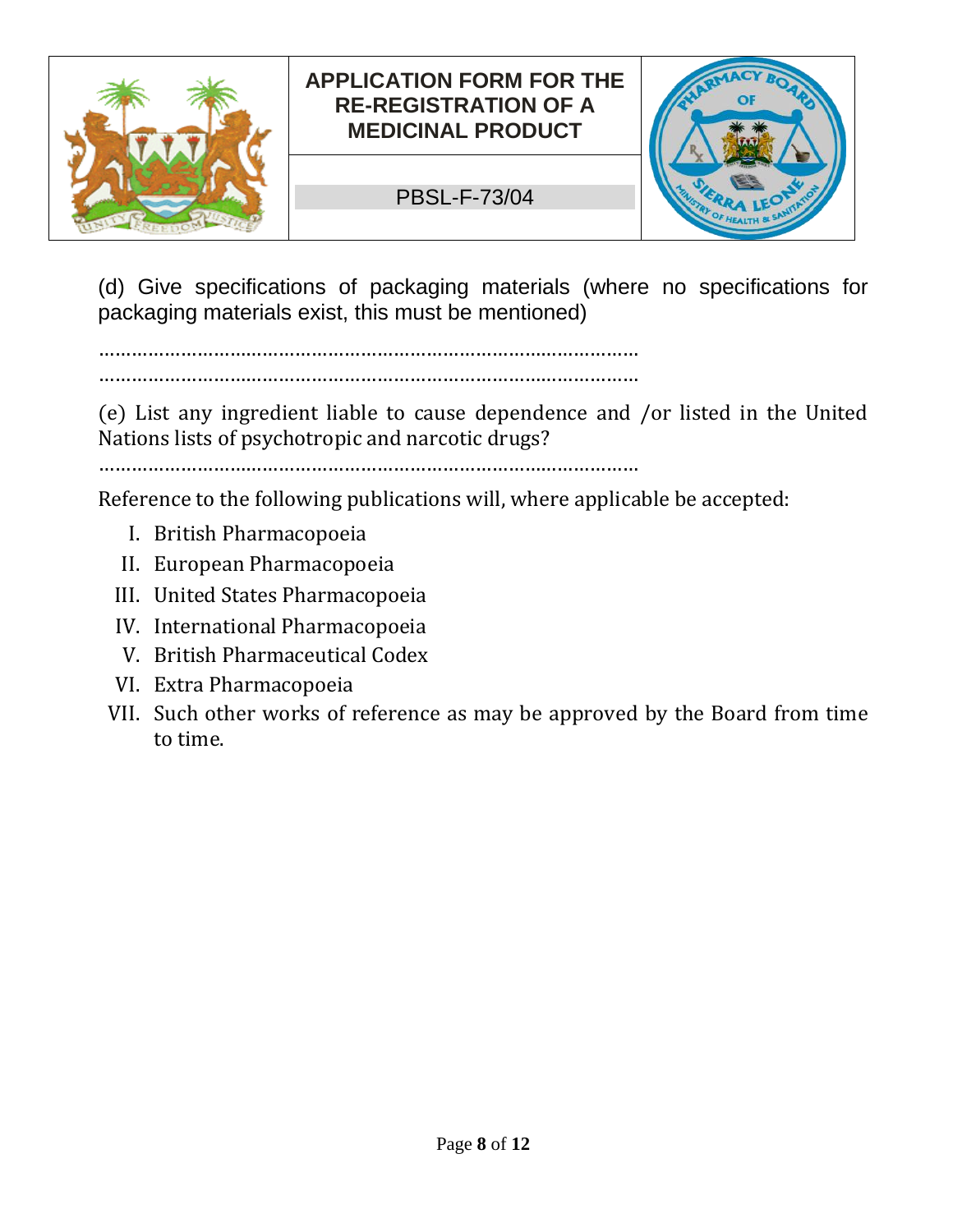(d) Give specifications of packaging materials (where no specifications for packaging materials exist, this must be mentioned)

…………………………………………………………………………………………
…………………………………………………………………………………………

(e) List any ingredient liable to cause dependence and /or listed in the United Nations lists of psychotropic and narcotic drugs?

…………………………………………………………………………………………

Reference to the following publications will, where applicable be accepted:

I. British Pharmacopoeia
II. European Pharmacopoeia
III. United States Pharmacopoeia
IV. International Pharmacopoeia
V. British Pharmaceutical Codex
VI. Extra Pharmacopoeia
VII. Such other works of reference as may be approved by the Board from time to time.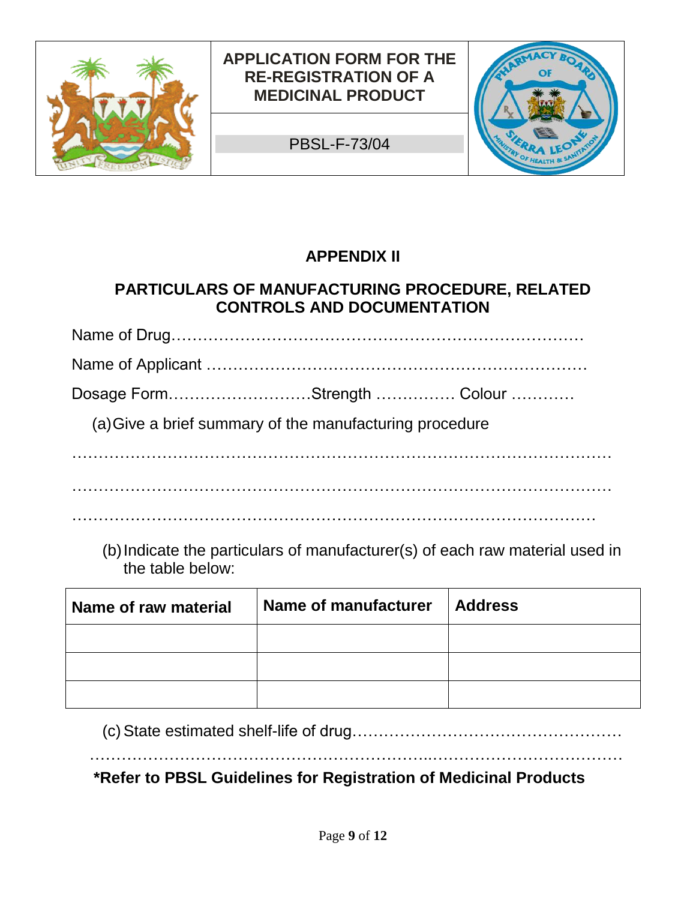| | APPLICATION FORM FOR THE RE-REGISTRATION OF A MEDICINAL PRODUCT | |
|---|---|---|
| | PBSL-F-73/04 | |

## APPENDIX II

## PARTICULARS OF MANUFACTURING PROCEDURE, RELATED CONTROLS AND DOCUMENTATION

Name of Drug……………………………………………………………………

Name of Applicant ………………………………………………………………

Dosage Form………………………Strength …………… Colour …………

(a) Give a brief summary of the manufacturing procedure

………………………………………………………………………………………

………………………………………………………………………………………

……………………………………………………………………………………

(b) Indicate the particulars of manufacturer(s) of each raw material used in the table below:

| Name of raw material | Name of manufacturer | Address |
|---|---|---|
| | | |
| | | |
| | | |

(c) State estimated shelf-life of drug……………………………………………

………………………………………………………………………………………

**\*Refer to PBSL Guidelines for Registration of Medicinal Products**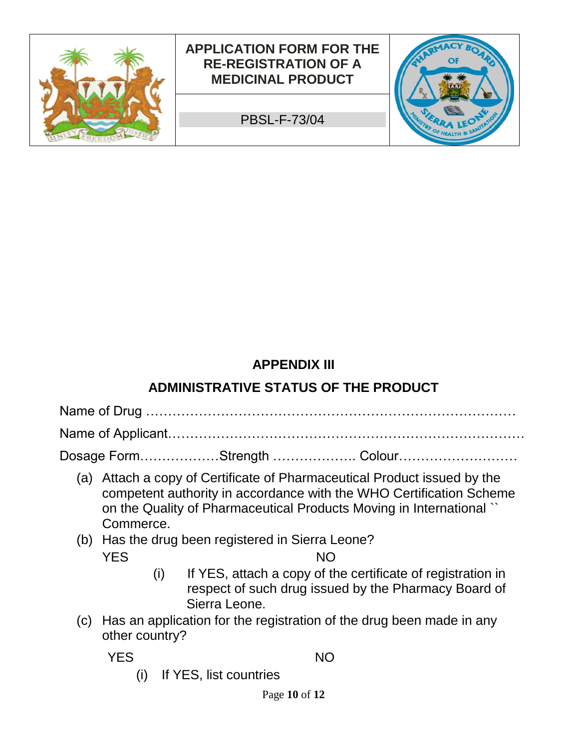## APPENDIX III

## ADMINISTRATIVE STATUS OF THE PRODUCT

Name of Drug ………………………………………………………………………

Name of Applicant……………………………………………………………………

Dosage Form………………Strength ………………. Colour………………………

(a) Attach a copy of Certificate of Pharmaceutical Product issued by the competent authority in accordance with the WHO Certification Scheme on the Quality of Pharmaceutical Products Moving in International `` Commerce.

(b) Has the drug been registered in Sierra Leone?

YES NO

(i) If YES, attach a copy of the certificate of registration in respect of such drug issued by the Pharmacy Board of Sierra Leone.

(c) Has an application for the registration of the drug been made in any other country?

YES NO

(i) If YES, list countries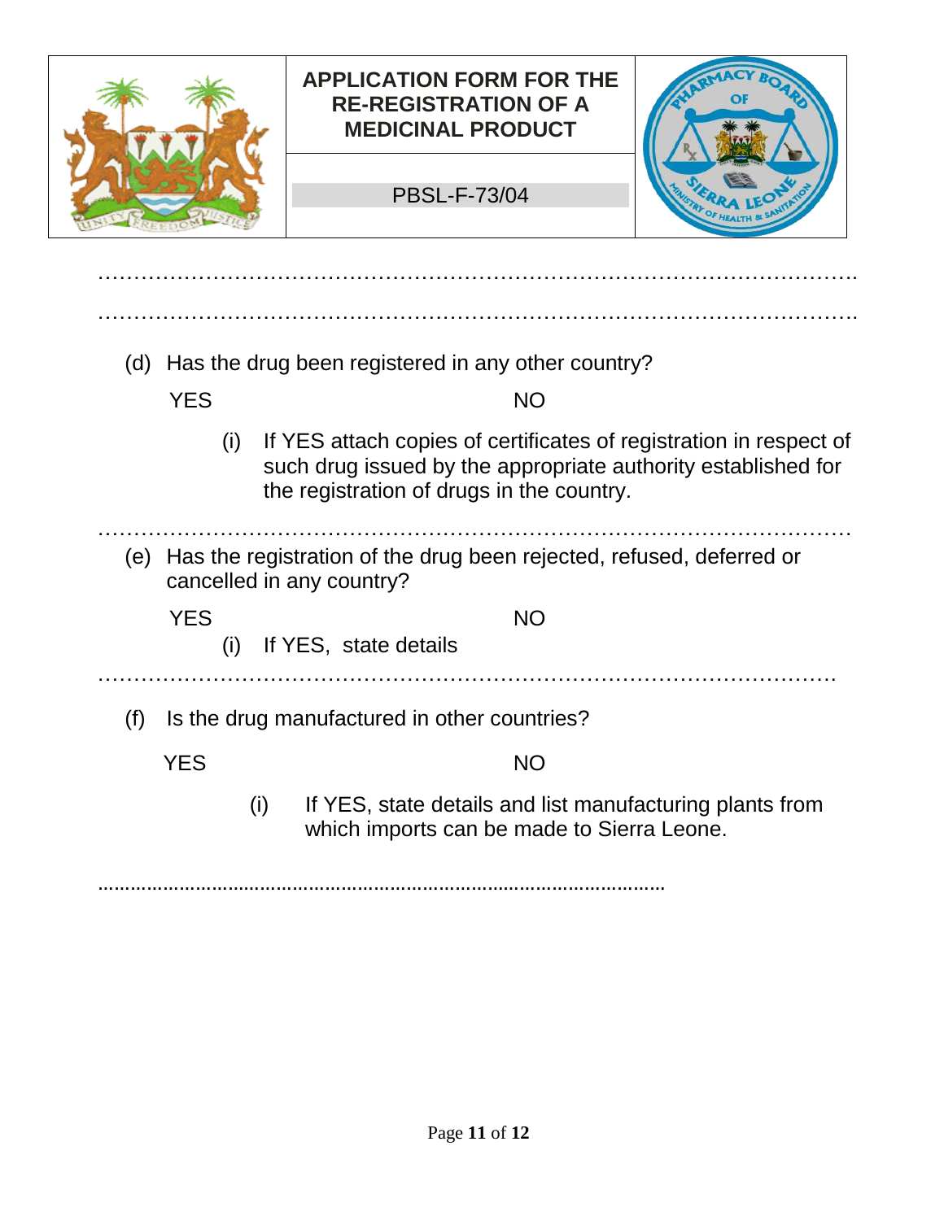………………………………………………………………………………………………….

………………………………………………………………………………………………….

(d) Has the drug been registered in any other country?

YES NO

(i) If YES attach copies of certificates of registration in respect of such drug issued by the appropriate authority established for the registration of drugs in the country.

…………………………………………………………………………………………………

(e) Has the registration of the drug been rejected, refused, deferred or cancelled in any country?

YES NO

(i) If YES, state details

………………………………………………………………………………………………

(f) Is the drug manufactured in other countries?

YES NO

(i) If YES, state details and list manufacturing plants from which imports can be made to Sierra Leone.

………………………………………………………………………………………………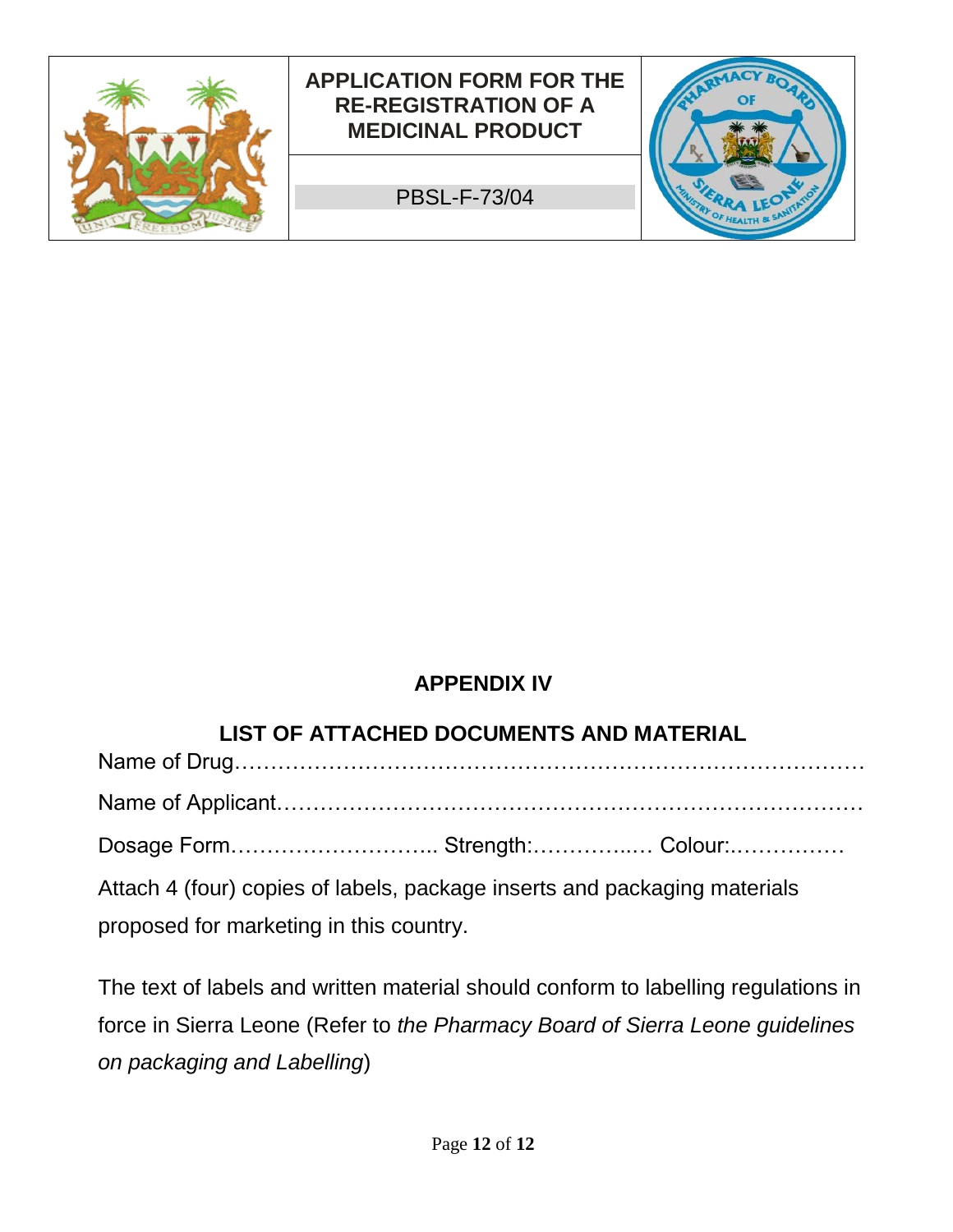| | APPLICATION FORM FOR THE RE-REGISTRATION OF A MEDICINAL PRODUCT | |
|---|---|---|
| | PBSL-F-73/04 | |

## APPENDIX IV

## LIST OF ATTACHED DOCUMENTS AND MATERIAL

Name of Drug…………………………………………………………………………

Name of Applicant……………………………………………………………………

Dosage Form……………………….. Strength:…………..… Colour:..……………

Attach 4 (four) copies of labels, package inserts and packaging materials proposed for marketing in this country.

The text of labels and written material should conform to labelling regulations in force in Sierra Leone (Refer to *the Pharmacy Board of Sierra Leone guidelines on packaging and Labelling*)